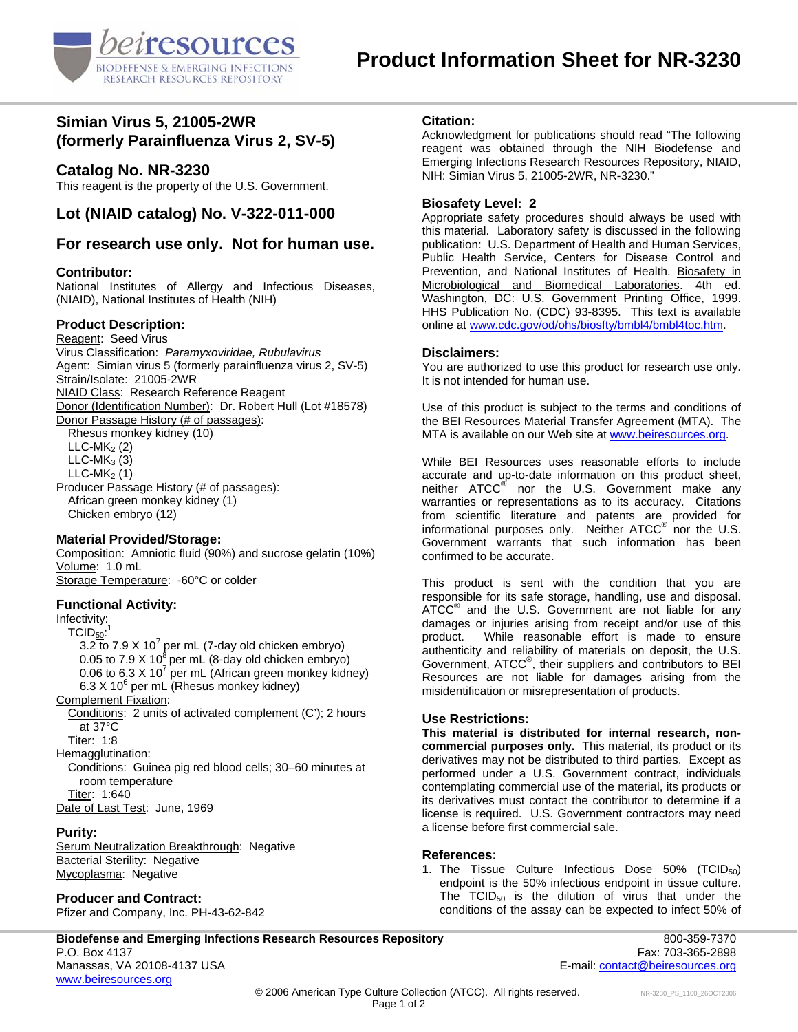# Product Information Sheet for NR-3230

## Simian Virus 5, 21005-2WR (formerly Parainfluenza Virus 2, SV-5)

## Catalog No. NR-3230

This reagent is the property of the U.S. Government.

## Lot (NIAID catalog) No. V-322-011-000

## For research use only. Not for human use.

### Contributor:

National Institutes of Allergy and Infectious Diseases, (NIAID), National Institutes of Health (NIH)

### Product Description:

Reagent: Seed Virus
Virus Classification: *Paramyxoviridae, Rubulavirus*
Agent: Simian virus 5 (formerly parainfluenza virus 2, SV-5)
Strain/Isolate: 21005-2WR
NIAID Class: Research Reference Reagent
Donor (Identification Number): Dr. Robert Hull (Lot #18578)
Donor Passage History (# of passages):

- Rhesus monkey kidney (10)
- $LLC\text{-}MK_2$ (2)
- $LLC\text{-}MK_3$ (3)
- $LLC\text{-}MK_2$ (1)

Producer Passage History (# of passages):

- African green monkey kidney (1)
- Chicken embryo (12)

### Material Provided/Storage:

Composition: Amniotic fluid (90%) and sucrose gelatin (10%)
Volume: 1.0 mL
Storage Temperature: -60°C or colder

### Functional Activity:

Infectivity:

- $TCID_{50}$:[1]
  - $3.2$ to $7.9 \times 10^7$ per mL (7-day old chicken embryo)
  - $0.05$ to $7.9 \times 10^8$ per mL (8-day old chicken embryo)
  - $0.06$ to $6.3 \times 10^7$ per mL (African green monkey kidney)
  - $6.3 \times 10^6$ per mL (Rhesus monkey kidney)

Complement Fixation:

- Conditions: 2 units of activated complement (C'); 2 hours at 37°C
- Titer: 1:8

Hemagglutination:

- Conditions: Guinea pig red blood cells; 30–60 minutes at room temperature
- Titer: 1:640

Date of Last Test: June, 1969

### Purity:

Serum Neutralization Breakthrough: Negative
Bacterial Sterility: Negative
Mycoplasma: Negative

### Producer and Contract:

Pfizer and Company, Inc. PH-43-62-842

### Citation:

Acknowledgment for publications should read "The following reagent was obtained through the NIH Biodefense and Emerging Infections Research Resources Repository, NIAID, NIH: Simian Virus 5, 21005-2WR, NR-3230."

### Biosafety Level: 2

Appropriate safety procedures should always be used with this material. Laboratory safety is discussed in the following publication: U.S. Department of Health and Human Services, Public Health Service, Centers for Disease Control and Prevention, and National Institutes of Health. Biosafety in Microbiological and Biomedical Laboratories. 4th ed. Washington, DC: U.S. Government Printing Office, 1999. HHS Publication No. (CDC) 93-8395. This text is available online at www.cdc.gov/od/ohs/biosfty/bmbl4/bmbl4toc.htm.

### Disclaimers:

You are authorized to use this product for research use only. It is not intended for human use.

Use of this product is subject to the terms and conditions of the BEI Resources Material Transfer Agreement (MTA). The MTA is available on our Web site at www.beiresources.org.

While BEI Resources uses reasonable efforts to include accurate and up-to-date information on this product sheet, neither ATCC® nor the U.S. Government make any warranties or representations as to its accuracy. Citations from scientific literature and patents are provided for informational purposes only. Neither ATCC® nor the U.S. Government warrants that such information has been confirmed to be accurate.

This product is sent with the condition that you are responsible for its safe storage, handling, use and disposal. ATCC® and the U.S. Government are not liable for any damages or injuries arising from receipt and/or use of this product. While reasonable effort is made to ensure authenticity and reliability of materials on deposit, the U.S. Government, ATCC®, their suppliers and contributors to BEI Resources are not liable for damages arising from the misidentification or misrepresentation of products.

### Use Restrictions:

**This material is distributed for internal research, non-commercial purposes only.** This material, its product or its derivatives may not be distributed to third parties. Except as performed under a U.S. Government contract, individuals contemplating commercial use of the material, its products or its derivatives must contact the contributor to determine if a license is required. U.S. Government contractors may need a license before first commercial sale.

### References:

1. The Tissue Culture Infectious Dose 50% ($TCID_{50}$) endpoint is the 50% infectious endpoint in tissue culture. The $TCID_{50}$ is the dilution of virus that under the conditions of the assay can be expected to infect 50% of

**Biodefense and Emerging Infections Research Resources Repository**
P.O. Box 4137
Manassas, VA 20108-4137 USA
www.beiresources.org
800-359-7370
Fax: 703-365-2898
E-mail: contact@beiresources.org

© 2006 American Type Culture Collection (ATCC). All rights reserved.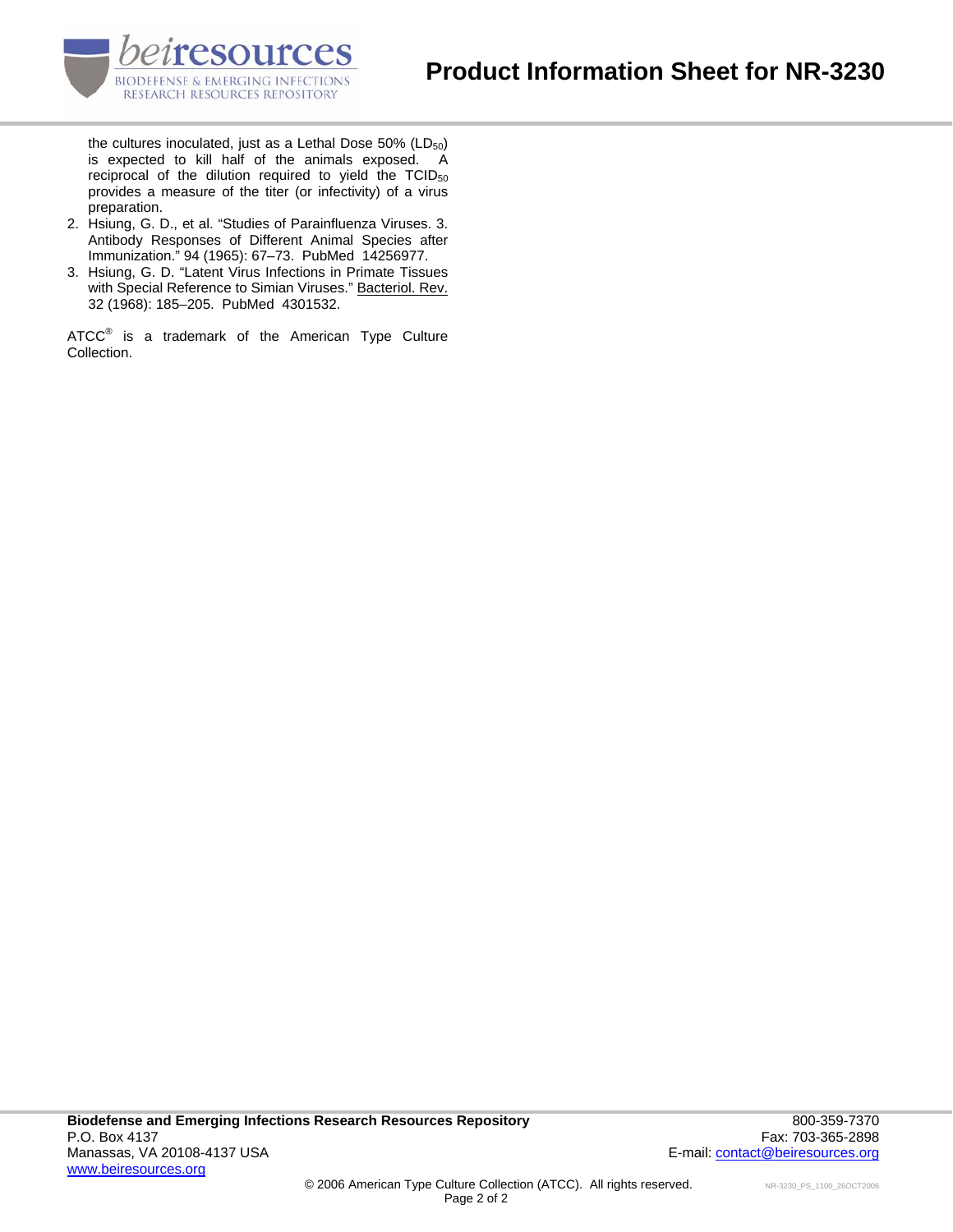the cultures inoculated, just as a Lethal Dose 50% ($LD_{50}$) is expected to kill half of the animals exposed. A reciprocal of the dilution required to yield the $TCID_{50}$ provides a measure of the titer (or infectivity) of a virus preparation.

2. Hsiung, G. D., et al. "Studies of Parainfluenza Viruses. 3. Antibody Responses of Different Animal Species after Immunization." 94 (1965): 67–73. PubMed 14256977.
3. Hsiung, G. D. "Latent Virus Infections in Primate Tissues with Special Reference to Simian Viruses." Bacteriol. Rev. 32 (1968): 185–205. PubMed 4301532.

ATCC® is a trademark of the American Type Culture Collection.

**Biodefense and Emerging Infections Research Resources Repository**
P.O. Box 4137
Manassas, VA 20108-4137 USA
www.beiresources.org

800-359-7370
Fax: 703-365-2898
E-mail: contact@beiresources.org

© 2006 American Type Culture Collection (ATCC). All rights reserved.

NR-3230_PS_1100_26OCT2006